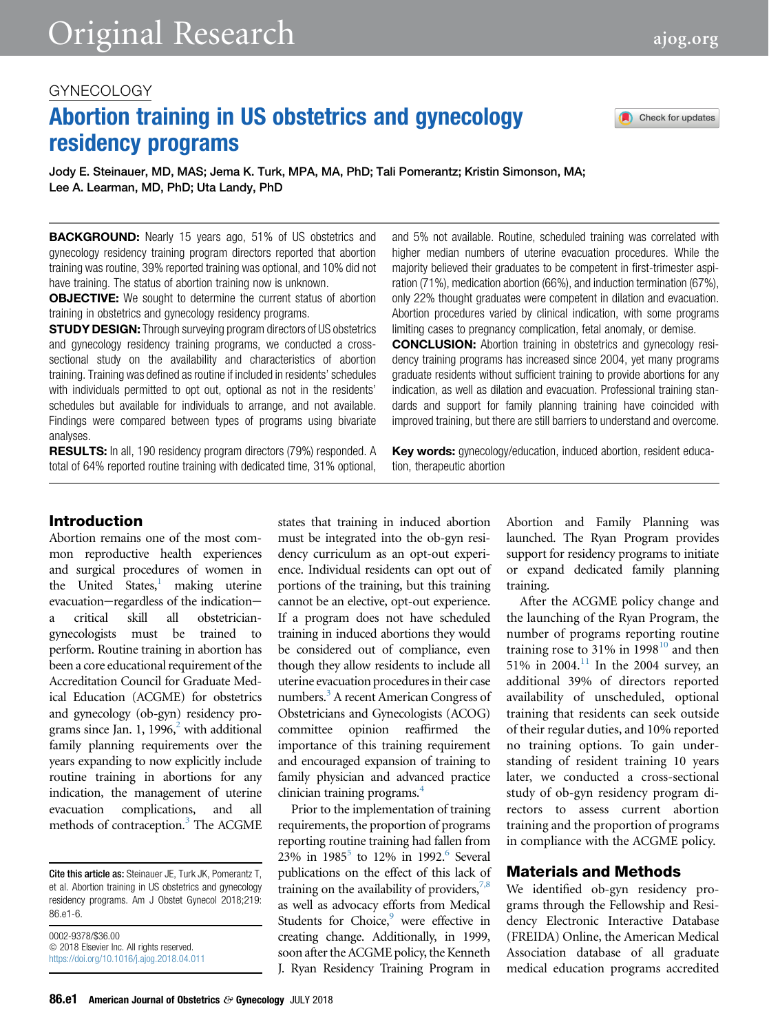GYNECOLOGY

# Abortion training in US obstetrics and gynecology residency programs

Jody E. Steinauer, MD, MAS; Jema K. Turk, MPA, MA, PhD; Tali Pomerantz; Kristin Simonson, MA; Lee A. Learman, MD, PhD; Uta Landy, PhD

**BACKGROUND:** Nearly 15 years ago, 51% of US obstetrics and gynecology residency training program directors reported that abortion training was routine, 39% reported training was optional, and 10% did not have training. The status of abortion training now is unknown.

**OBJECTIVE:** We sought to determine the current status of abortion training in obstetrics and gynecology residency programs.

**STUDY DESIGN:** Through surveying program directors of US obstetrics and gynecology residency training programs, we conducted a cross-sectional study on the availability and characteristics of abortion training. Training was defined as routine if included in residents' schedules with individuals permitted to opt out, optional as not in the residents' schedules but available for individuals to arrange, and not available. Findings were compared between types of programs using bivariate analyses.

**RESULTS:** In all, 190 residency program directors (79%) responded. A total of 64% reported routine training with dedicated time, 31% optional, and 5% not available. Routine, scheduled training was correlated with higher median numbers of uterine evacuation procedures. While the majority believed their graduates to be competent in first-trimester aspiration (71%), medication abortion (66%), and induction termination (67%), only 22% thought graduates were competent in dilation and evacuation. Abortion procedures varied by clinical indication, with some programs limiting cases to pregnancy complication, fetal anomaly, or demise.

**CONCLUSION:** Abortion training in obstetrics and gynecology residency training programs has increased since 2004, yet many programs graduate residents without sufficient training to provide abortions for any indication, as well as dilation and evacuation. Professional training standards and support for family planning training have coincided with improved training, but there are still barriers to understand and overcome.

**Key words:** gynecology/education, induced abortion, resident education, therapeutic abortion

## Introduction

Abortion remains one of the most common reproductive health experiences and surgical procedures of women in the United States,[1] making uterine evacuation—regardless of the indication—a critical skill all obstetrician-gynecologists must be trained to perform. Routine training in abortion has been a core educational requirement of the Accreditation Council for Graduate Medical Education (ACGME) for obstetrics and gynecology (ob-gyn) residency programs since Jan. 1, 1996,[2] with additional family planning requirements over the years expanding to now explicitly include routine training in abortions for any indication, the management of uterine evacuation complications, and all methods of contraception.[3] The ACGME states that training in induced abortion must be integrated into the ob-gyn residency curriculum as an opt-out experience. Individual residents can opt out of portions of the training, but this training cannot be an elective, opt-out experience. If a program does not have scheduled training in induced abortions they would be considered out of compliance, even though they allow residents to include all uterine evacuation procedures in their case numbers.[3] A recent American Congress of Obstetricians and Gynecologists (ACOG) committee opinion reaffirmed the importance of this training requirement and encouraged expansion of training to family physician and advanced practice clinician training programs.[4]

Prior to the implementation of training requirements, the proportion of programs reporting routine training had fallen from 23% in 1985[5] to 12% in 1992.[6] Several publications on the effect of this lack of training on the availability of providers,[7,8] as well as advocacy efforts from Medical Students for Choice,[9] were effective in creating change. Additionally, in 1999, soon after the ACGME policy, the Kenneth J. Ryan Residency Training Program in Abortion and Family Planning was launched. The Ryan Program provides support for residency programs to initiate or expand dedicated family planning training.

After the ACGME policy change and the launching of the Ryan Program, the number of programs reporting routine training rose to 31% in 1998[10] and then 51% in 2004.[11] In the 2004 survey, an additional 39% of directors reported availability of unscheduled, optional training that residents can seek outside of their regular duties, and 10% reported no training options. To gain understanding of resident training 10 years later, we conducted a cross-sectional study of ob-gyn residency program directors to assess current abortion training and the proportion of programs in compliance with the ACGME policy.

## Materials and Methods

We identified ob-gyn residency programs through the Fellowship and Residency Electronic Interactive Database (FREIDA) Online, the American Medical Association database of all graduate medical education programs accredited

**Cite this article as:** Steinauer JE, Turk JK, Pomerantz T, et al. Abortion training in US obstetrics and gynecology residency programs. Am J Obstet Gynecol 2018;219:86.e1-6.

0002-9378/$36.00
© 2018 Elsevier Inc. All rights reserved.
https://doi.org/10.1016/j.ajog.2018.04.011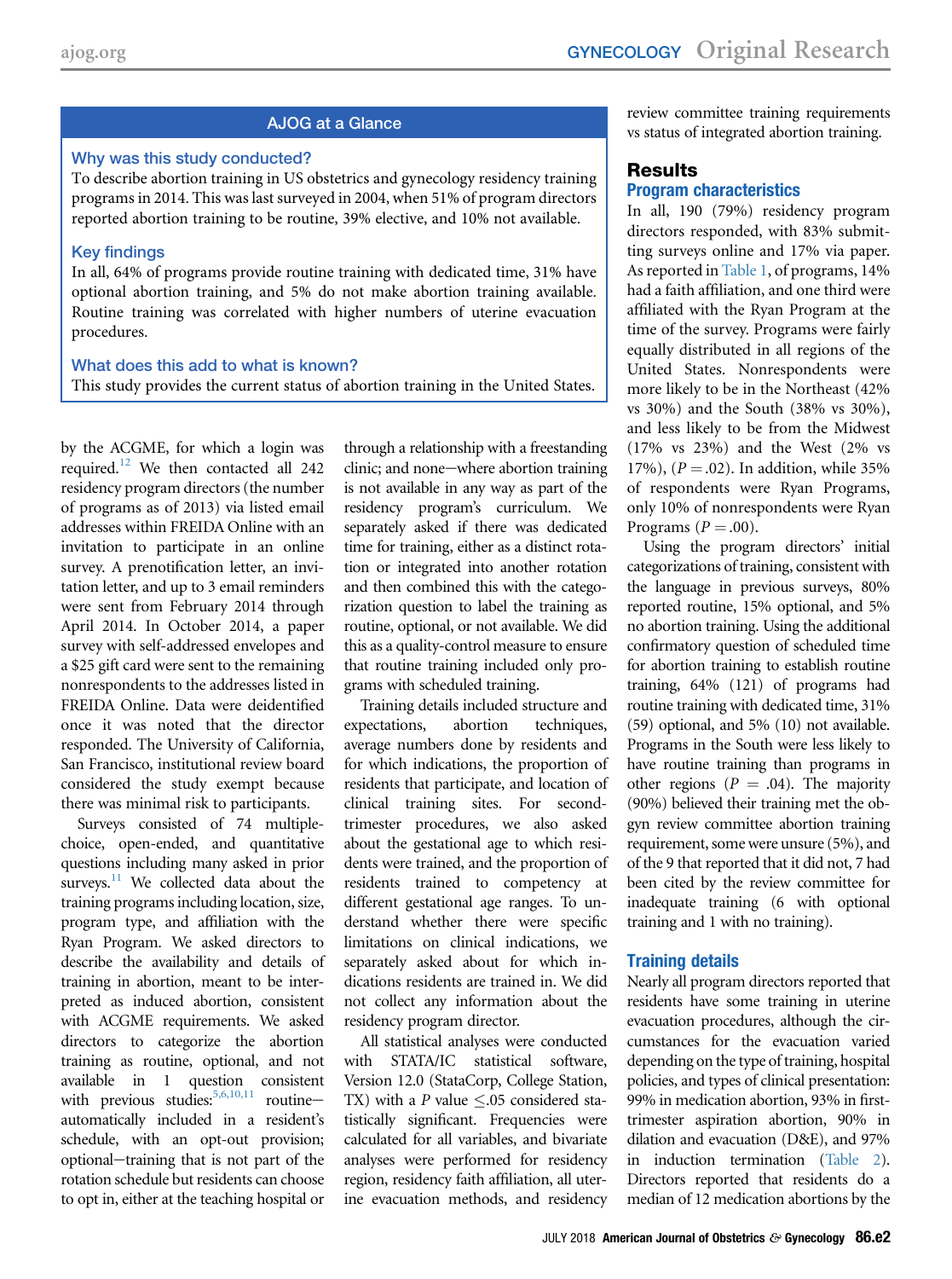## AJOG at a Glance

**Why was this study conducted?**

To describe abortion training in US obstetrics and gynecology residency training programs in 2014. This was last surveyed in 2004, when 51% of program directors reported abortion training to be routine, 39% elective, and 10% not available.

**Key findings**

In all, 64% of programs provide routine training with dedicated time, 31% have optional abortion training, and 5% do not make abortion training available. Routine training was correlated with higher numbers of uterine evacuation procedures.

**What does this add to what is known?**

This study provides the current status of abortion training in the United States.

by the ACGME, for which a login was required.[12] We then contacted all 242 residency program directors (the number of programs as of 2013) via listed email addresses within FREIDA Online with an invitation to participate in an online survey. A prenotification letter, an invitation letter, and up to 3 email reminders were sent from February 2014 through April 2014. In October 2014, a paper survey with self-addressed envelopes and a $25 gift card were sent to the remaining nonrespondents to the addresses listed in FREIDA Online. Data were deidentified once it was noted that the director responded. The University of California, San Francisco, institutional review board considered the study exempt because there was minimal risk to participants.

Surveys consisted of 74 multiple-choice, open-ended, and quantitative questions including many asked in prior surveys.[11] We collected data about the training programs including location, size, program type, and affiliation with the Ryan Program. We asked directors to describe the availability and details of training in abortion, meant to be interpreted as induced abortion, consistent with ACGME requirements. We asked directors to categorize the abortion training as routine, optional, and not available in 1 question consistent with previous studies:[5,6,10,11] routine—automatically included in a resident's schedule, with an opt-out provision; optional—training that is not part of the rotation schedule but residents can choose to opt in, either at the teaching hospital or through a relationship with a freestanding clinic; and none—where abortion training is not available in any way as part of the residency program's curriculum. We separately asked if there was dedicated time for training, either as a distinct rotation or integrated into another rotation and then combined this with the categorization question to label the training as routine, optional, or not available. We did this as a quality-control measure to ensure that routine training included only programs with scheduled training.

Training details included structure and expectations, abortion techniques, average numbers done by residents and for which indications, the proportion of residents that participate, and location of clinical training sites. For second-trimester procedures, we also asked about the gestational age to which residents were trained, and the proportion of residents trained to competency at different gestational age ranges. To understand whether there were specific limitations on clinical indications, we separately asked about for which indications residents are trained in. We did not collect any information about the residency program director.

All statistical analyses were conducted with STATA/IC statistical software, Version 12.0 (StataCorp, College Station, TX) with a $P$ value $\leq$.05 considered statistically significant. Frequencies were calculated for all variables, and bivariate analyses were performed for residency region, residency faith affiliation, all uterine evacuation methods, and residency review committee training requirements vs status of integrated abortion training.

## Results

### Program characteristics

In all, 190 (79%) residency program directors responded, with 83% submitting surveys online and 17% via paper. As reported in Table 1, of programs, 14% had a faith affiliation, and one third were affiliated with the Ryan Program at the time of the survey. Programs were fairly equally distributed in all regions of the United States. Nonrespondents were more likely to be in the Northeast (42% vs 30%) and the South (38% vs 30%), and less likely to be from the Midwest (17% vs 23%) and the West (2% vs 17%), ($P$ = .02). In addition, while 35% of respondents were Ryan Programs, only 10% of nonrespondents were Ryan Programs ($P$ = .00).

Using the program directors' initial categorizations of training, consistent with the language in previous surveys, 80% reported routine, 15% optional, and 5% no abortion training. Using the additional confirmatory question of scheduled time for abortion training to establish routine training, 64% (121) of programs had routine training with dedicated time, 31% (59) optional, and 5% (10) not available. Programs in the South were less likely to have routine training than programs in other regions ($P$ = .04). The majority (90%) believed their training met the ob-gyn review committee abortion training requirement, some were unsure (5%), and of the 9 that reported that it did not, 7 had been cited by the review committee for inadequate training (6 with optional training and 1 with no training).

### Training details

Nearly all program directors reported that residents have some training in uterine evacuation procedures, although the circumstances for the evacuation varied depending on the type of training, hospital policies, and types of clinical presentation: 99% in medication abortion, 93% in first-trimester aspiration abortion, 90% in dilation and evacuation (D&E), and 97% in induction termination (Table 2). Directors reported that residents do a median of 12 medication abortions by the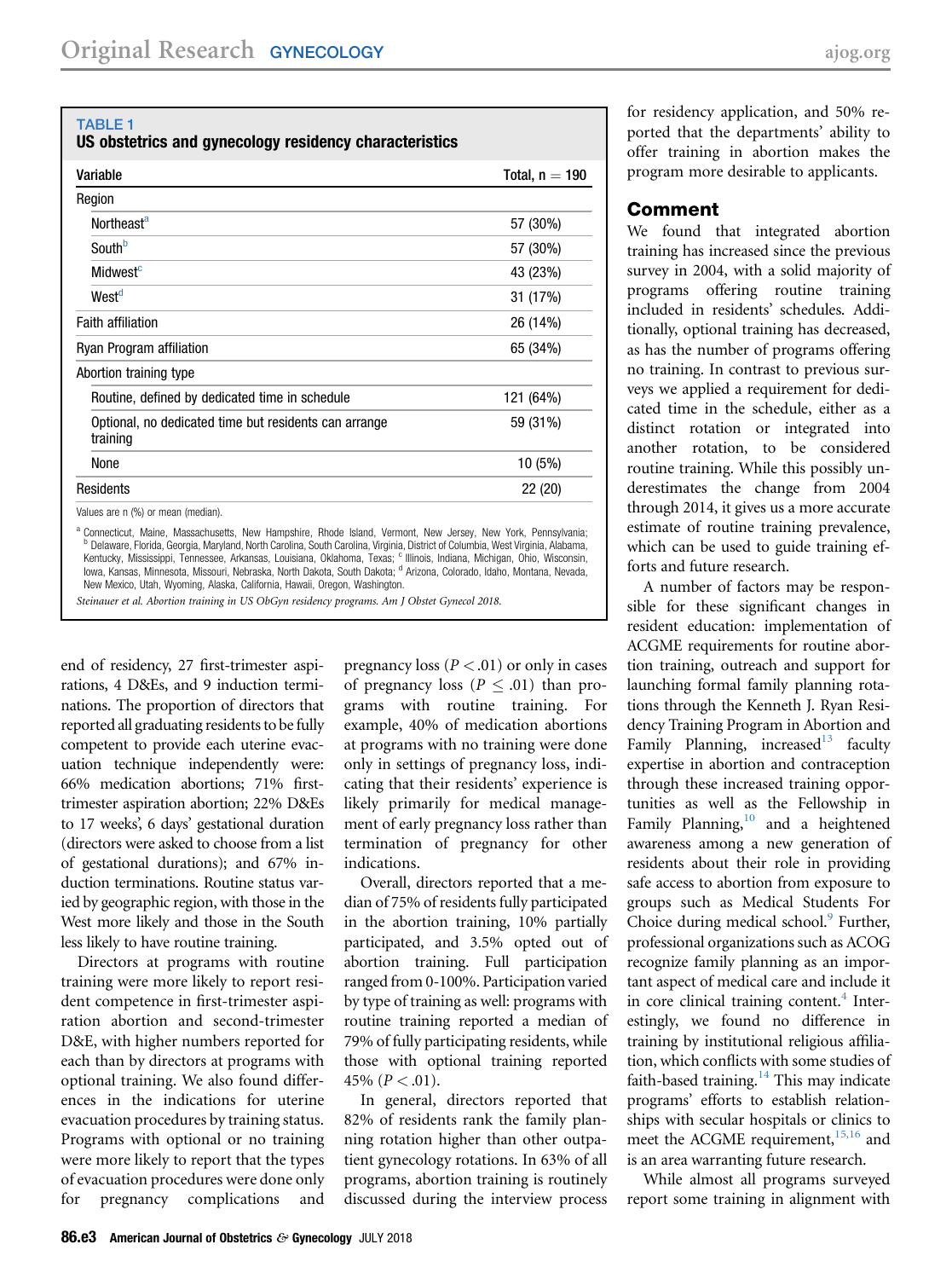**TABLE 1**
**US obstetrics and gynecology residency characteristics**

| Variable | Total, n = 190 |
|---|---|
| Region | |
| Northeast[a] | 57 (30%) |
| South[b] | 57 (30%) |
| Midwest[c] | 43 (23%) |
| West[d] | 31 (17%) |
| Faith affiliation | 26 (14%) |
| Ryan Program affiliation | 65 (34%) |
| Abortion training type | |
| Routine, defined by dedicated time in schedule | 121 (64%) |
| Optional, no dedicated time but residents can arrange training | 59 (31%) |
| None | 10 (5%) |
| Residents | 22 (20) |

Values are n (%) or mean (median).

[a] Connecticut, Maine, Massachusetts, New Hampshire, Rhode Island, Vermont, New Jersey, New York, Pennsylvania; [b] Delaware, Florida, Georgia, Maryland, North Carolina, South Carolina, Virginia, District of Columbia, West Virginia, Alabama, Kentucky, Mississippi, Tennessee, Arkansas, Louisiana, Oklahoma, Texas; [c] Illinois, Indiana, Michigan, Ohio, Wisconsin, Iowa, Kansas, Minnesota, Missouri, Nebraska, North Dakota, South Dakota; [d] Arizona, Colorado, Idaho, Montana, Nevada, New Mexico, Utah, Wyoming, Alaska, California, Hawaii, Oregon, Washington.

*Steinauer et al. Abortion training in US ObGyn residency programs. Am J Obstet Gynecol 2018.*

end of residency, 27 first-trimester aspirations, 4 D&Es, and 9 induction terminations. The proportion of directors that reported all graduating residents to be fully competent to provide each uterine evacuation technique independently were: 66% medication abortions; 71% first-trimester aspiration abortion; 22% D&Es to 17 weeks', 6 days' gestational duration (directors were asked to choose from a list of gestational durations); and 67% induction terminations. Routine status varied by geographic region, with those in the West more likely and those in the South less likely to have routine training.

Directors at programs with routine training were more likely to report resident competence in first-trimester aspiration abortion and second-trimester D&E, with higher numbers reported for each than by directors at programs with optional training. We also found differences in the indications for uterine evacuation procedures by training status. Programs with optional or no training were more likely to report that the types of evacuation procedures were done only for pregnancy complications and pregnancy loss ($P < .01$) or only in cases of pregnancy loss ($P \leq .01$) than programs with routine training. For example, 40% of medication abortions at programs with no training were done only in settings of pregnancy loss, indicating that their residents' experience is likely primarily for medical management of early pregnancy loss rather than termination of pregnancy for other indications.

Overall, directors reported that a median of 75% of residents fully participated in the abortion training, 10% partially participated, and 3.5% opted out of abortion training. Full participation ranged from 0-100%. Participation varied by type of training as well: programs with routine training reported a median of 79% of fully participating residents, while those with optional training reported 45% ($P < .01$).

In general, directors reported that 82% of residents rank the family planning rotation higher than other outpatient gynecology rotations. In 63% of all programs, abortion training is routinely discussed during the interview process for residency application, and 50% reported that the departments' ability to offer training in abortion makes the program more desirable to applicants.

## Comment

We found that integrated abortion training has increased since the previous survey in 2004, with a solid majority of programs offering routine training included in residents' schedules. Additionally, optional training has decreased, as has the number of programs offering no training. In contrast to previous surveys we applied a requirement for dedicated time in the schedule, either as a distinct rotation or integrated into another rotation, to be considered routine training. While this possibly underestimates the change from 2004 through 2014, it gives us a more accurate estimate of routine training prevalence, which can be used to guide training efforts and future research.

A number of factors may be responsible for these significant changes in resident education: implementation of ACGME requirements for routine abortion training, outreach and support for launching formal family planning rotations through the Kenneth J. Ryan Residency Training Program in Abortion and Family Planning, increased[13] faculty expertise in abortion and contraception through these increased training opportunities as well as the Fellowship in Family Planning,[10] and a heightened awareness among a new generation of residents about their role in providing safe access to abortion from exposure to groups such as Medical Students For Choice during medical school.[9] Further, professional organizations such as ACOG recognize family planning as an important aspect of medical care and include it in core clinical training content.[4] Interestingly, we found no difference in training by institutional religious affiliation, which conflicts with some studies of faith-based training.[14] This may indicate programs' efforts to establish relationships with secular hospitals or clinics to meet the ACGME requirement,[15,16] and is an area warranting future research.

While almost all programs surveyed report some training in alignment with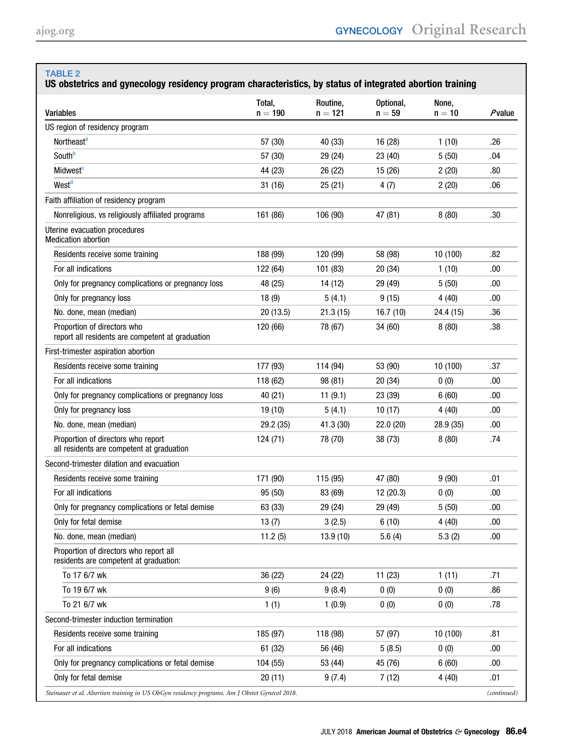**TABLE 2**
**US obstetrics and gynecology residency program characteristics, by status of integrated abortion training**

| Variables | Total, n = 190 | Routine, n = 121 | Optional, n = 59 | None, n = 10 | *P* value |
|---|---|---|---|---|---|
| US region of residency program | | | | | |
| Northeast[a] | 57 (30) | 40 (33) | 16 (28) | 1 (10) | .26 |
| South[b] | 57 (30) | 29 (24) | 23 (40) | 5 (50) | .04 |
| Midwest[c] | 44 (23) | 26 (22) | 15 (26) | 2 (20) | .80 |
| West[d] | 31 (16) | 25 (21) | 4 (7) | 2 (20) | .06 |
| Faith affiliation of residency program | | | | | |
| Nonreligious, vs religiously affiliated programs | 161 (86) | 106 (90) | 47 (81) | 8 (80) | .30 |
| Uterine evacuation procedures<br>Medication abortion | | | | | |
| Residents receive some training | 188 (99) | 120 (99) | 58 (98) | 10 (100) | .82 |
| For all indications | 122 (64) | 101 (83) | 20 (34) | 1 (10) | .00 |
| Only for pregnancy complications or pregnancy loss | 48 (25) | 14 (12) | 29 (49) | 5 (50) | .00 |
| Only for pregnancy loss | 18 (9) | 5 (4.1) | 9 (15) | 4 (40) | .00 |
| No. done, mean (median) | 20 (13.5) | 21.3 (15) | 16.7 (10) | 24.4 (15) | .36 |
| Proportion of directors who report all residents are competent at graduation | 120 (66) | 78 (67) | 34 (60) | 8 (80) | .38 |
| First-trimester aspiration abortion | | | | | |
| Residents receive some training | 177 (93) | 114 (94) | 53 (90) | 10 (100) | .37 |
| For all indications | 118 (62) | 98 (81) | 20 (34) | 0 (0) | .00 |
| Only for pregnancy complications or pregnancy loss | 40 (21) | 11 (9.1) | 23 (39) | 6 (60) | .00 |
| Only for pregnancy loss | 19 (10) | 5 (4.1) | 10 (17) | 4 (40) | .00 |
| No. done, mean (median) | 29.2 (35) | 41.3 (30) | 22.0 (20) | 28.9 (35) | .00 |
| Proportion of directors who report all residents are competent at graduation | 124 (71) | 78 (70) | 38 (73) | 8 (80) | .74 |
| Second-trimester dilation and evacuation | | | | | |
| Residents receive some training | 171 (90) | 115 (95) | 47 (80) | 9 (90) | .01 |
| For all indications | 95 (50) | 83 (69) | 12 (20.3) | 0 (0) | .00 |
| Only for pregnancy complications or fetal demise | 63 (33) | 29 (24) | 29 (49) | 5 (50) | .00 |
| Only for fetal demise | 13 (7) | 3 (2.5) | 6 (10) | 4 (40) | .00 |
| No. done, mean (median) | 11.2 (5) | 13.9 (10) | 5.6 (4) | 5.3 (2) | .00 |
| Proportion of directors who report all residents are competent at graduation: | | | | | |
| To 17 6/7 wk | 36 (22) | 24 (22) | 11 (23) | 1 (11) | .71 |
| To 19 6/7 wk | 9 (6) | 9 (8.4) | 0 (0) | 0 (0) | .86 |
| To 21 6/7 wk | 1 (1) | 1 (0.9) | 0 (0) | 0 (0) | .78 |
| Second-trimester induction termination | | | | | |
| Residents receive some training | 185 (97) | 118 (98) | 57 (97) | 10 (100) | .81 |
| For all indications | 61 (32) | 56 (46) | 5 (8.5) | 0 (0) | .00 |
| Only for pregnancy complications or fetal demise | 104 (55) | 53 (44) | 45 (76) | 6 (60) | .00 |
| Only for fetal demise | 20 (11) | 9 (7.4) | 7 (12) | 4 (40) | .01 |

*Steinauer et al. Abortion training in US ObGyn residency programs. Am J Obstet Gynecol 2018.* *(continued)*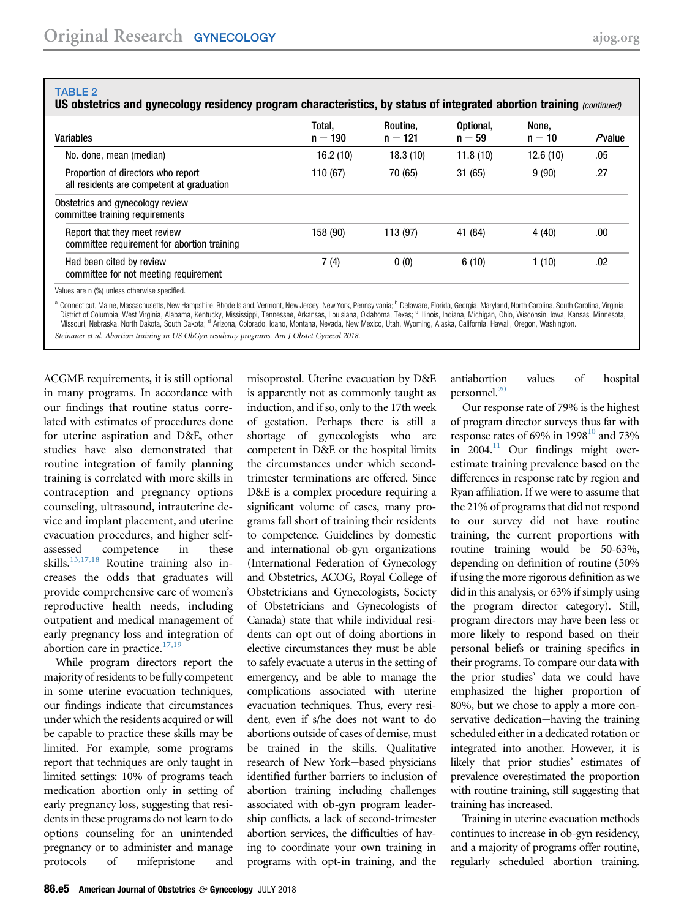**TABLE 2**
**US obstetrics and gynecology residency program characteristics, by status of integrated abortion training** *(continued)*

| Variables | Total, n = 190 | Routine, n = 121 | Optional, n = 59 | None, n = 10 | *P* value |
|---|---|---|---|---|---|
| No. done, mean (median) | 16.2 (10) | 18.3 (10) | 11.8 (10) | 12.6 (10) | .05 |
| Proportion of directors who report all residents are competent at graduation | 110 (67) | 70 (65) | 31 (65) | 9 (90) | .27 |
| Obstetrics and gynecology review committee training requirements | | | | | |
| Report that they meet review committee requirement for abortion training | 158 (90) | 113 (97) | 41 (84) | 4 (40) | .00 |
| Had been cited by review committee for not meeting requirement | 7 (4) | 0 (0) | 6 (10) | 1 (10) | .02 |

Values are n (%) unless otherwise specified.

[a] Connecticut, Maine, Massachusetts, New Hampshire, Rhode Island, Vermont, New Jersey, New York, Pennsylvania; [b] Delaware, Florida, Georgia, Maryland, North Carolina, South Carolina, Virginia, District of Columbia, West Virginia, Alabama, Kentucky, Mississippi, Tennessee, Arkansas, Louisiana, Oklahoma, Texas; [c] Illinois, Indiana, Michigan, Ohio, Wisconsin, Iowa, Kansas, Minnesota, Missouri, Nebraska, North Dakota, South Dakota; [d] Arizona, Colorado, Idaho, Montana, Nevada, New Mexico, Utah, Wyoming, Alaska, California, Hawaii, Oregon, Washington.

*Steinauer et al. Abortion training in US ObGyn residency programs. Am J Obstet Gynecol 2018.*

ACGME requirements, it is still optional in many programs. In accordance with our findings that routine status correlated with estimates of procedures done for uterine aspiration and D&E, other studies have also demonstrated that routine integration of family planning training is correlated with more skills in contraception and pregnancy options counseling, ultrasound, intrauterine device and implant placement, and uterine evacuation procedures, and higher self-assessed competence in these skills.[13,17,18] Routine training also increases the odds that graduates will provide comprehensive care of women's reproductive health needs, including outpatient and medical management of early pregnancy loss and integration of abortion care in practice.[17,19]

While program directors report the majority of residents to be fully competent in some uterine evacuation techniques, our findings indicate that circumstances under which the residents acquired or will be capable to practice these skills may be limited. For example, some programs report that techniques are only taught in limited settings: 10% of programs teach medication abortion only in setting of early pregnancy loss, suggesting that residents in these programs do not learn to do options counseling for an unintended pregnancy or to administer and manage protocols of mifepristone and misoprostol. Uterine evacuation by D&E is apparently not as commonly taught as induction, and if so, only to the 17th week of gestation. Perhaps there is still a shortage of gynecologists who are competent in D&E or the hospital limits the circumstances under which second-trimester terminations are offered. Since D&E is a complex procedure requiring a significant volume of cases, many programs fall short of training their residents to competence. Guidelines by domestic and international ob-gyn organizations (International Federation of Gynecology and Obstetrics, ACOG, Royal College of Obstetricians and Gynecologists, Society of Obstetricians and Gynecologists of Canada) state that while individual residents can opt out of doing abortions in elective circumstances they must be able to safely evacuate a uterus in the setting of emergency, and be able to manage the complications associated with uterine evacuation techniques. Thus, every resident, even if s/he does not want to do abortions outside of cases of demise, must be trained in the skills. Qualitative research of New York–based physicians identified further barriers to inclusion of abortion training including challenges associated with ob-gyn program leadership conflicts, a lack of second-trimester abortion services, the difficulties of having to coordinate your own training in programs with opt-in training, and the antiabortion values of hospital personnel.[20]

Our response rate of 79% is the highest of program director surveys thus far with response rates of 69% in 1998[10] and 73% in 2004.[11] Our findings might overestimate training prevalence based on the differences in response rate by region and Ryan affiliation. If we were to assume that the 21% of programs that did not respond to our survey did not have routine training, the current proportions with routine training would be 50-63%, depending on definition of routine (50% if using the more rigorous definition as we did in this analysis, or 63% if simply using the program director category). Still, program directors may have been less or more likely to respond based on their personal beliefs or training specifics in their programs. To compare our data with the prior studies' data we could have emphasized the higher proportion of 80%, but we chose to apply a more conservative dedication—having the training scheduled either in a dedicated rotation or integrated into another. However, it is likely that prior studies' estimates of prevalence overestimated the proportion with routine training, still suggesting that training has increased.

Training in uterine evacuation methods continues to increase in ob-gyn residency, and a majority of programs offer routine, regularly scheduled abortion training.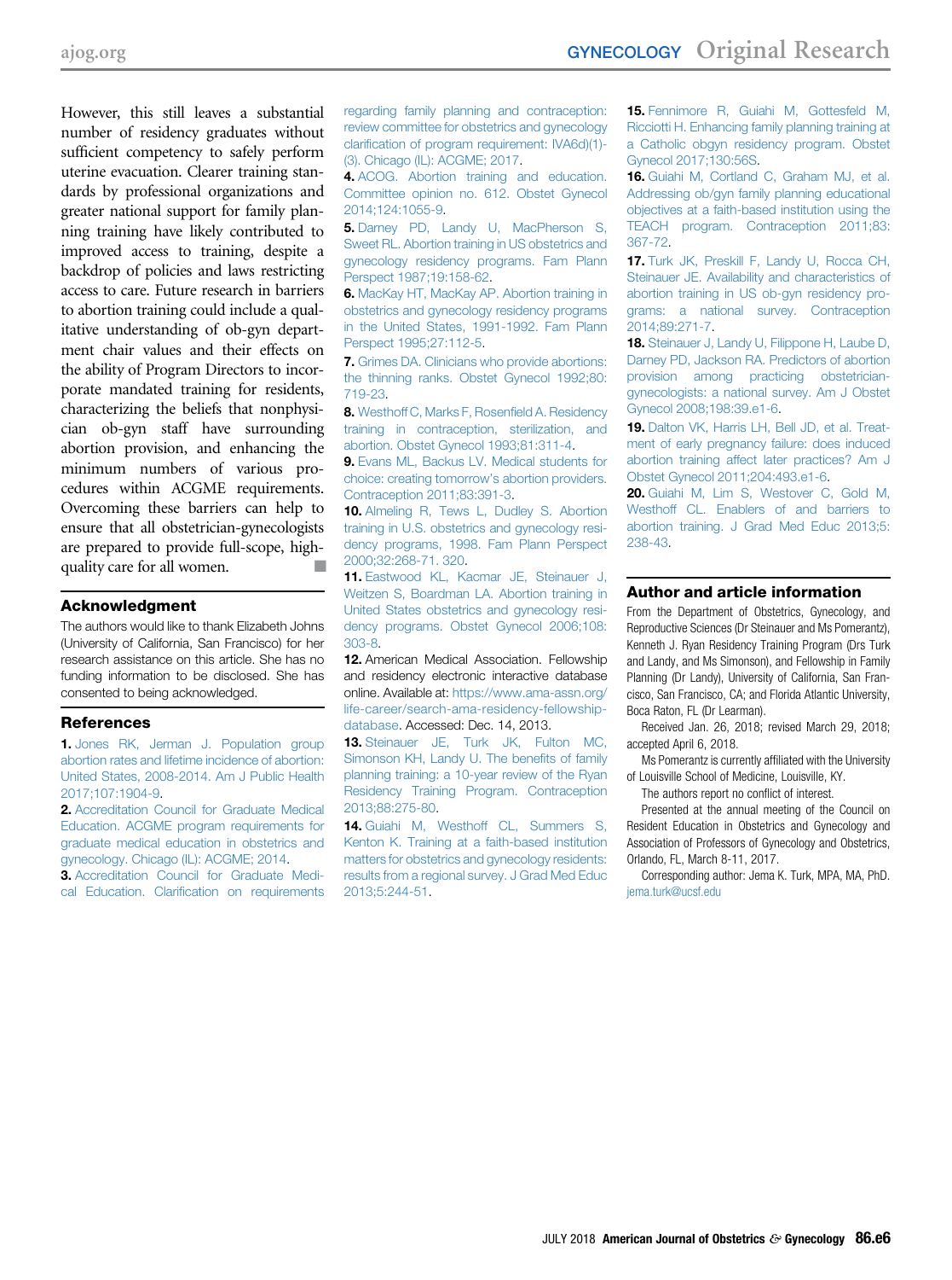However, this still leaves a substantial number of residency graduates without sufficient competency to safely perform uterine evacuation. Clearer training standards by professional organizations and greater national support for family planning training have likely contributed to improved access to training, despite a backdrop of policies and laws restricting access to care. Future research in barriers to abortion training could include a qualitative understanding of ob-gyn department chair values and their effects on the ability of Program Directors to incorporate mandated training for residents, characterizing the beliefs that nonphysician ob-gyn staff have surrounding abortion provision, and enhancing the minimum numbers of various procedures within ACGME requirements. Overcoming these barriers can help to ensure that all obstetrician-gynecologists are prepared to provide full-scope, high-quality care for all women. ■

## Acknowledgment

The authors would like to thank Elizabeth Johns (University of California, San Francisco) for her research assistance on this article. She has no funding information to be disclosed. She has consented to being acknowledged.

## References

1. Jones RK, Jerman J. Population group abortion rates and lifetime incidence of abortion: United States, 2008-2014. Am J Public Health 2017;107:1904-9.
2. Accreditation Council for Graduate Medical Education. ACGME program requirements for graduate medical education in obstetrics and gynecology. Chicago (IL): ACGME; 2014.
3. Accreditation Council for Graduate Medical Education. Clarification on requirements regarding family planning and contraception: review committee for obstetrics and gynecology clarification of program requirement: IVA6d)(1)-(3). Chicago (IL): ACGME; 2017.
4. ACOG. Abortion training and education. Committee opinion no. 612. Obstet Gynecol 2014;124:1055-9.
5. Darney PD, Landy U, MacPherson S, Sweet RL. Abortion training in US obstetrics and gynecology residency programs. Fam Plann Perspect 1987;19:158-62.
6. MacKay HT, MacKay AP. Abortion training in obstetrics and gynecology residency programs in the United States, 1991-1992. Fam Plann Perspect 1995;27:112-5.
7. Grimes DA. Clinicians who provide abortions: the thinning ranks. Obstet Gynecol 1992;80:719-23.
8. Westhoff C, Marks F, Rosenfield A. Residency training in contraception, sterilization, and abortion. Obstet Gynecol 1993;81:311-4.
9. Evans ML, Backus LV. Medical students for choice: creating tomorrow's abortion providers. Contraception 2011;83:391-3.
10. Almeling R, Tews L, Dudley S. Abortion training in U.S. obstetrics and gynecology residency programs, 1998. Fam Plann Perspect 2000;32:268-71. 320.
11. Eastwood KL, Kacmar JE, Steinauer J, Weitzen S, Boardman LA. Abortion training in United States obstetrics and gynecology residency programs. Obstet Gynecol 2006;108:303-8.
12. American Medical Association. Fellowship and residency electronic interactive database online. Available at: https://www.ama-assn.org/life-career/search-ama-residency-fellowship-database. Accessed: Dec. 14, 2013.
13. Steinauer JE, Turk JK, Fulton MC, Simonson KH, Landy U. The benefits of family planning training: a 10-year review of the Ryan Residency Training Program. Contraception 2013;88:275-80.
14. Guiahi M, Westhoff CL, Summers S, Kenton K. Training at a faith-based institution matters for obstetrics and gynecology residents: results from a regional survey. J Grad Med Educ 2013;5:244-51.
15. Fennimore R, Guiahi M, Gottesfeld M, Ricciotti H. Enhancing family planning training at a Catholic obgyn residency program. Obstet Gynecol 2017;130:56S.
16. Guiahi M, Cortland C, Graham MJ, et al. Addressing ob/gyn family planning educational objectives at a faith-based institution using the TEACH program. Contraception 2011;83:367-72.
17. Turk JK, Preskill F, Landy U, Rocca CH, Steinauer JE. Availability and characteristics of abortion training in US ob-gyn residency programs: a national survey. Contraception 2014;89:271-7.
18. Steinauer J, Landy U, Filippone H, Laube D, Darney PD, Jackson RA. Predictors of abortion provision among practicing obstetrician-gynecologists: a national survey. Am J Obstet Gynecol 2008;198:39.e1-6.
19. Dalton VK, Harris LH, Bell JD, et al. Treatment of early pregnancy failure: does induced abortion training affect later practices? Am J Obstet Gynecol 2011;204:493.e1-6.
20. Guiahi M, Lim S, Westover C, Gold M, Westhoff CL. Enablers of and barriers to abortion training. J Grad Med Educ 2013;5:238-43.

## Author and article information

From the Department of Obstetrics, Gynecology, and Reproductive Sciences (Dr Steinauer and Ms Pomerantz), Kenneth J. Ryan Residency Training Program (Drs Turk and Landy, and Ms Simonson), and Fellowship in Family Planning (Dr Landy), University of California, San Francisco, San Francisco, CA; and Florida Atlantic University, Boca Raton, FL (Dr Learman).

Received Jan. 26, 2018; revised March 29, 2018; accepted April 6, 2018.

Ms Pomerantz is currently affiliated with the University of Louisville School of Medicine, Louisville, KY.

The authors report no conflict of interest.

Presented at the annual meeting of the Council on Resident Education in Obstetrics and Gynecology and Association of Professors of Gynecology and Obstetrics, Orlando, FL, March 8-11, 2017.

Corresponding author: Jema K. Turk, MPA, MA, PhD. jema.turk@ucsf.edu